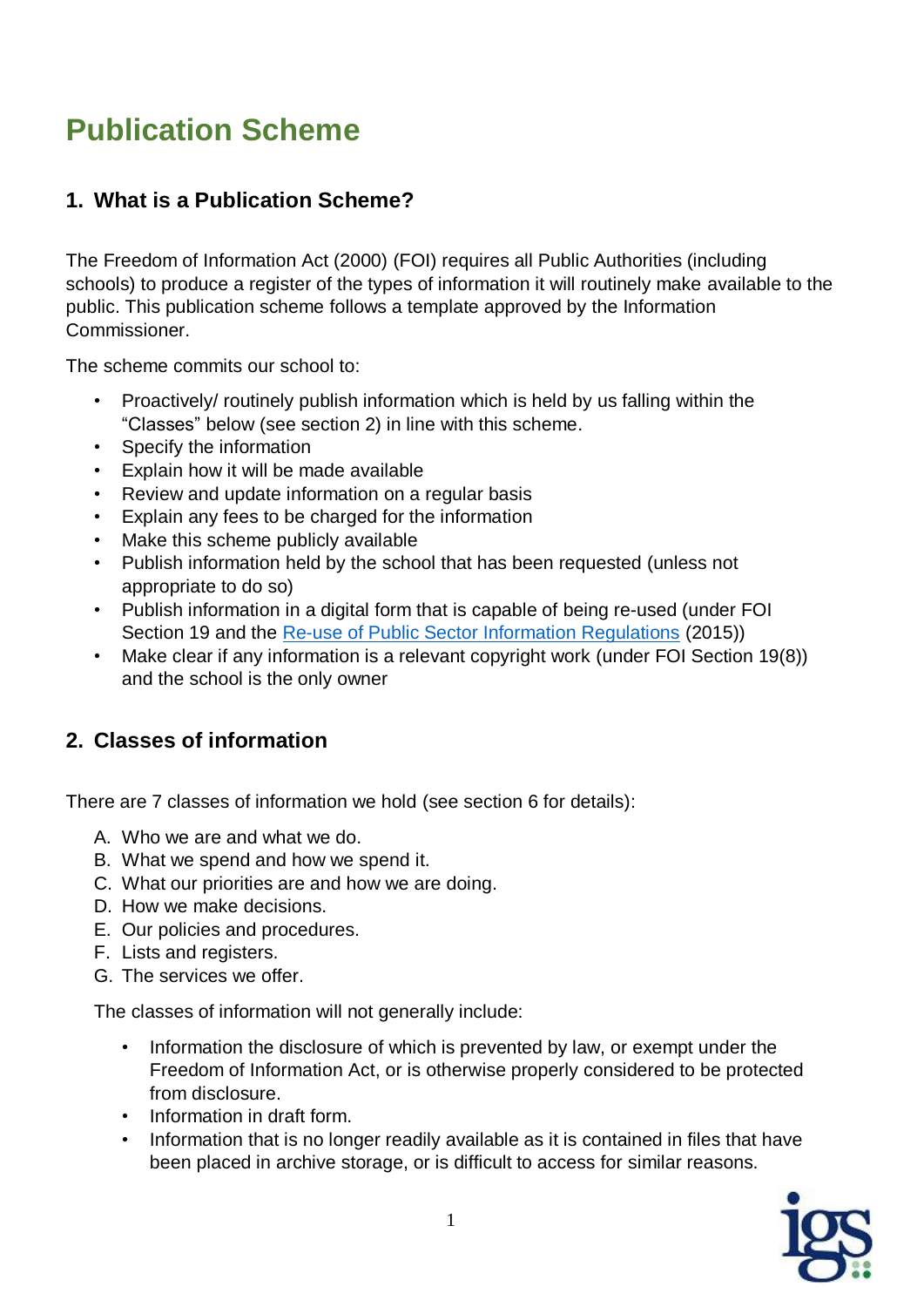# Publication Scheme

## 1. What is a Publication Scheme?

The Freedom of Information Act (2000) (FOI) requires all Public Authorities (including schools) to produce a register of the types of information it will routinely make available to the public. This publication scheme follows a template approved by the Information Commissioner.

The scheme commits our school to:

- Proactively/ routinely publish information which is held by us falling within the "Classes" below (see section 2) in line with this scheme.
- Specify the information
- Explain how it will be made available
- Review and update information on a regular basis
- Explain any fees to be charged for the information
- Make this scheme publicly available
- Publish information held by the school that has been requested (unless not appropriate to do so)
- Publish information in a digital form that is capable of being re-used (under FOI Section 19 and the Re-use of Public Sector Information Regulations (2015))
- Make clear if any information is a relevant copyright work (under FOI Section 19(8)) and the school is the only owner

## 2. Classes of information

There are 7 classes of information we hold (see section 6 for details):

A. Who we are and what we do.
B. What we spend and how we spend it.
C. What our priorities are and how we are doing.
D. How we make decisions.
E. Our policies and procedures.
F. Lists and registers.
G. The services we offer.

The classes of information will not generally include:

- Information the disclosure of which is prevented by law, or exempt under the Freedom of Information Act, or is otherwise properly considered to be protected from disclosure.
- Information in draft form.
- Information that is no longer readily available as it is contained in files that have been placed in archive storage, or is difficult to access for similar reasons.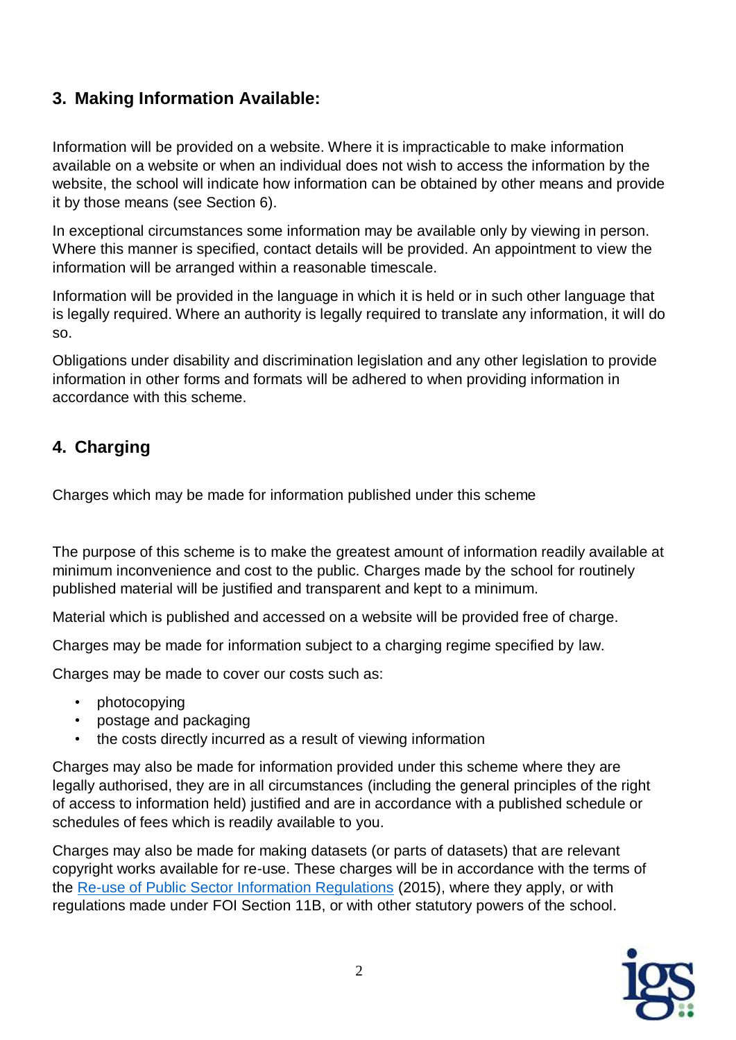## 3. Making Information Available:

Information will be provided on a website. Where it is impracticable to make information available on a website or when an individual does not wish to access the information by the website, the school will indicate how information can be obtained by other means and provide it by those means (see Section 6).

In exceptional circumstances some information may be available only by viewing in person. Where this manner is specified, contact details will be provided. An appointment to view the information will be arranged within a reasonable timescale.

Information will be provided in the language in which it is held or in such other language that is legally required. Where an authority is legally required to translate any information, it will do so.

Obligations under disability and discrimination legislation and any other legislation to provide information in other forms and formats will be adhered to when providing information in accordance with this scheme.

## 4. Charging

Charges which may be made for information published under this scheme

The purpose of this scheme is to make the greatest amount of information readily available at minimum inconvenience and cost to the public. Charges made by the school for routinely published material will be justified and transparent and kept to a minimum.

Material which is published and accessed on a website will be provided free of charge.

Charges may be made for information subject to a charging regime specified by law.

Charges may be made to cover our costs such as:

- photocopying
- postage and packaging
- the costs directly incurred as a result of viewing information

Charges may also be made for information provided under this scheme where they are legally authorised, they are in all circumstances (including the general principles of the right of access to information held) justified and are in accordance with a published schedule or schedules of fees which is readily available to you.

Charges may also be made for making datasets (or parts of datasets) that are relevant copyright works available for re-use. These charges will be in accordance with the terms of the Re-use of Public Sector Information Regulations (2015), where they apply, or with regulations made under FOI Section 11B, or with other statutory powers of the school.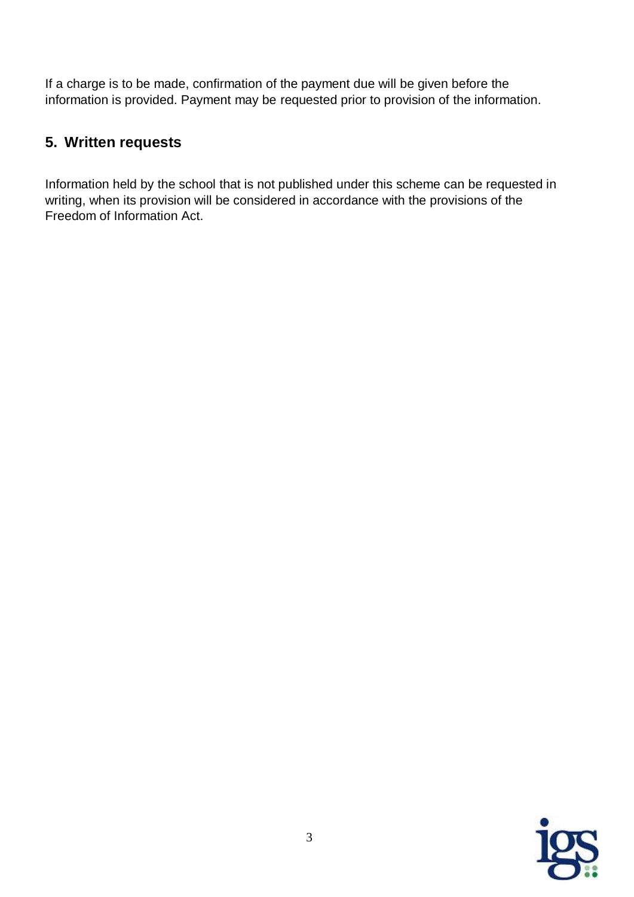If a charge is to be made, confirmation of the payment due will be given before the information is provided. Payment may be requested prior to provision of the information.

## 5. Written requests

Information held by the school that is not published under this scheme can be requested in writing, when its provision will be considered in accordance with the provisions of the Freedom of Information Act.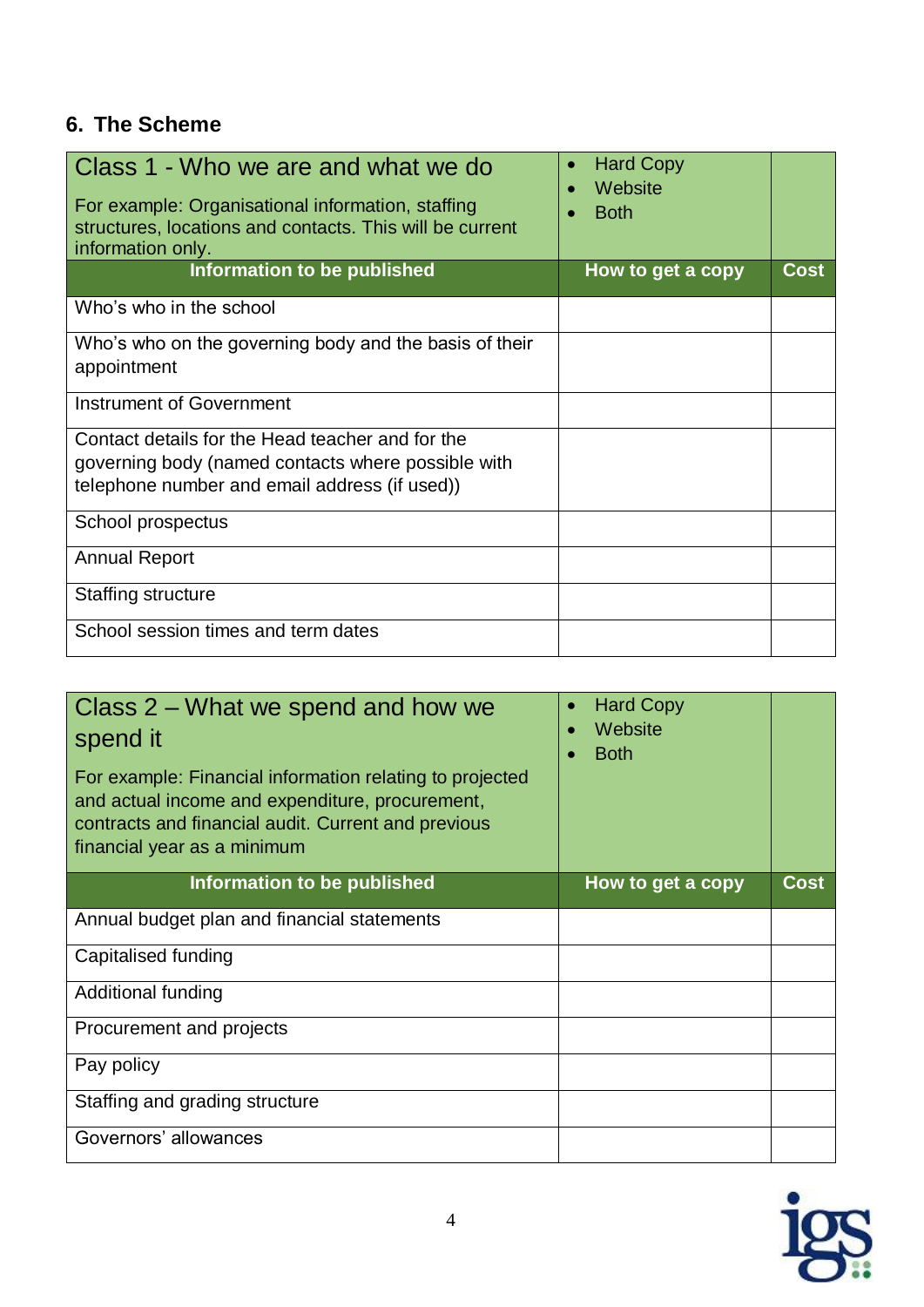## 6. The Scheme

| Class 1 - Who we are and what we do<br><br>For example: Organisational information, staffing structures, locations and contacts. This will be current information only. | • Hard Copy<br>• Website<br>• Both | |
|---|---|---|
| **Information to be published** | **How to get a copy** | **Cost** |
| Who's who in the school | | |
| Who's who on the governing body and the basis of their appointment | | |
| Instrument of Government | | |
| Contact details for the Head teacher and for the governing body (named contacts where possible with telephone number and email address (if used)) | | |
| School prospectus | | |
| Annual Report | | |
| Staffing structure | | |
| School session times and term dates | | |

| Class 2 – What we spend and how we spend it<br><br>For example: Financial information relating to projected and actual income and expenditure, procurement, contracts and financial audit. Current and previous financial year as a minimum | • Hard Copy<br>• Website<br>• Both | |
|---|---|---|
| **Information to be published** | **How to get a copy** | **Cost** |
| Annual budget plan and financial statements | | |
| Capitalised funding | | |
| Additional funding | | |
| Procurement and projects | | |
| Pay policy | | |
| Staffing and grading structure | | |
| Governors' allowances | | |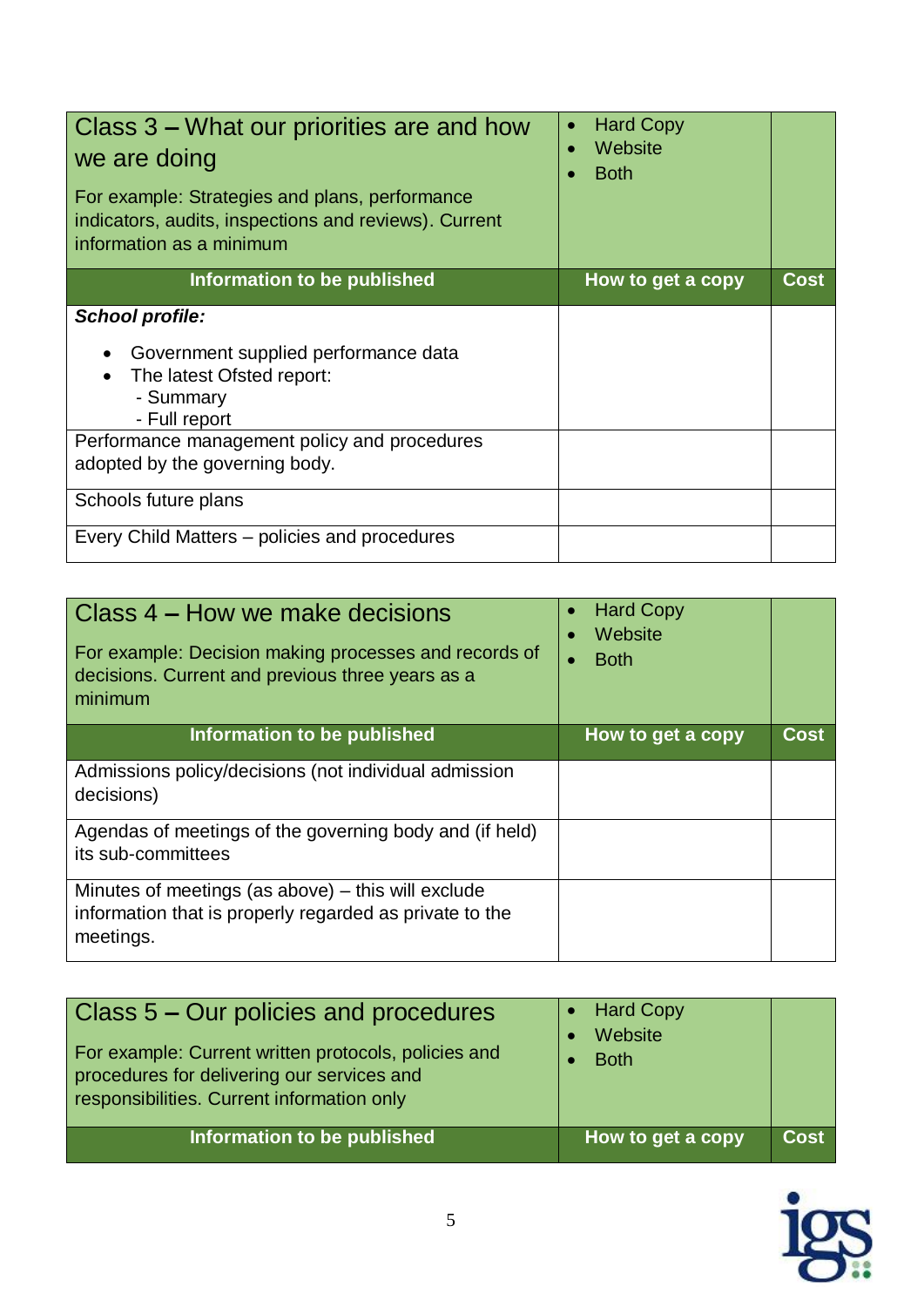| Class 3 – What our priorities are and how we are doing<br><br>For example: Strategies and plans, performance indicators, audits, inspections and reviews). Current information as a minimum | • Hard Copy<br>• Website<br>• Both | |
|---|---|---|
| **Information to be published** | **How to get a copy** | **Cost** |
| ***School profile:***<br>• Government supplied performance data<br>• The latest Ofsted report:<br>- Summary<br>- Full report | | |
| Performance management policy and procedures adopted by the governing body. | | |
| Schools future plans | | |
| Every Child Matters – policies and procedures | | |

| Class 4 – How we make decisions<br><br>For example: Decision making processes and records of decisions. Current and previous three years as a minimum | • Hard Copy<br>• Website<br>• Both | |
|---|---|---|
| **Information to be published** | **How to get a copy** | **Cost** |
| Admissions policy/decisions (not individual admission decisions) | | |
| Agendas of meetings of the governing body and (if held) its sub-committees | | |
| Minutes of meetings (as above) – this will exclude information that is properly regarded as private to the meetings. | | |

| Class 5 – Our policies and procedures<br><br>For example: Current written protocols, policies and procedures for delivering our services and responsibilities. Current information only | • Hard Copy<br>• Website<br>• Both | |
|---|---|---|
| **Information to be published** | **How to get a copy** | **Cost** |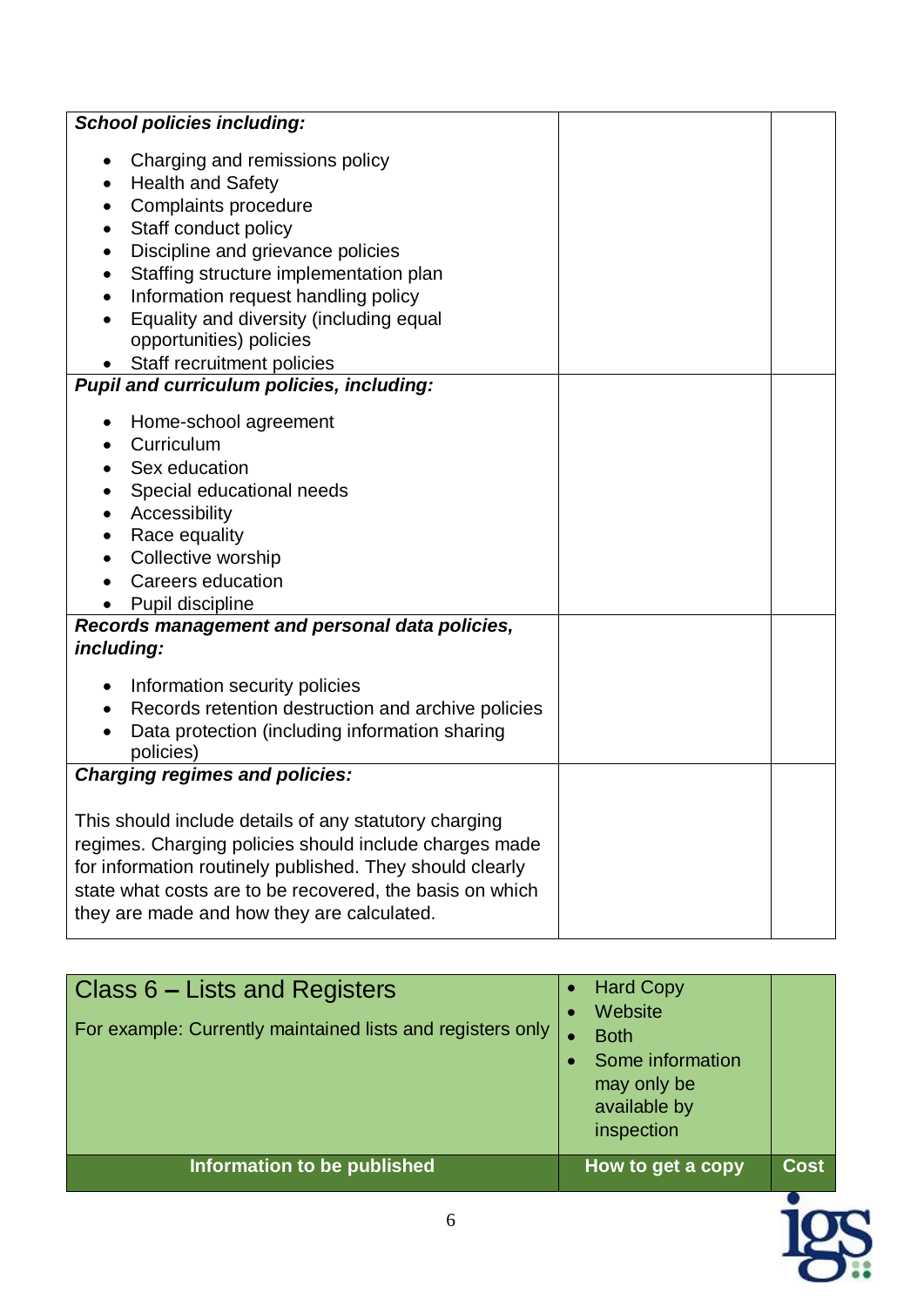| | | |
|---|---|---|
| ***School policies including:***<br><br>• Charging and remissions policy<br>• Health and Safety<br>• Complaints procedure<br>• Staff conduct policy<br>• Discipline and grievance policies<br>• Staffing structure implementation plan<br>• Information request handling policy<br>• Equality and diversity (including equal opportunities) policies<br>• Staff recruitment policies | | |
| ***Pupil and curriculum policies, including:***<br><br>• Home-school agreement<br>• Curriculum<br>• Sex education<br>• Special educational needs<br>• Accessibility<br>• Race equality<br>• Collective worship<br>• Careers education<br>• Pupil discipline | | |
| ***Records management and personal data policies, including:***<br><br>• Information security policies<br>• Records retention destruction and archive policies<br>• Data protection (including information sharing policies) | | |
| ***Charging regimes and policies:***<br><br>This should include details of any statutory charging regimes. Charging policies should include charges made for information routinely published. They should clearly state what costs are to be recovered, the basis on which they are made and how they are calculated. | | |

| Class 6 – Lists and Registers<br><br>For example: Currently maintained lists and registers only | • Hard Copy<br>• Website<br>• Both<br>• Some information may only be available by inspection | |
|---|---|---|
| **Information to be published** | **How to get a copy** | **Cost** |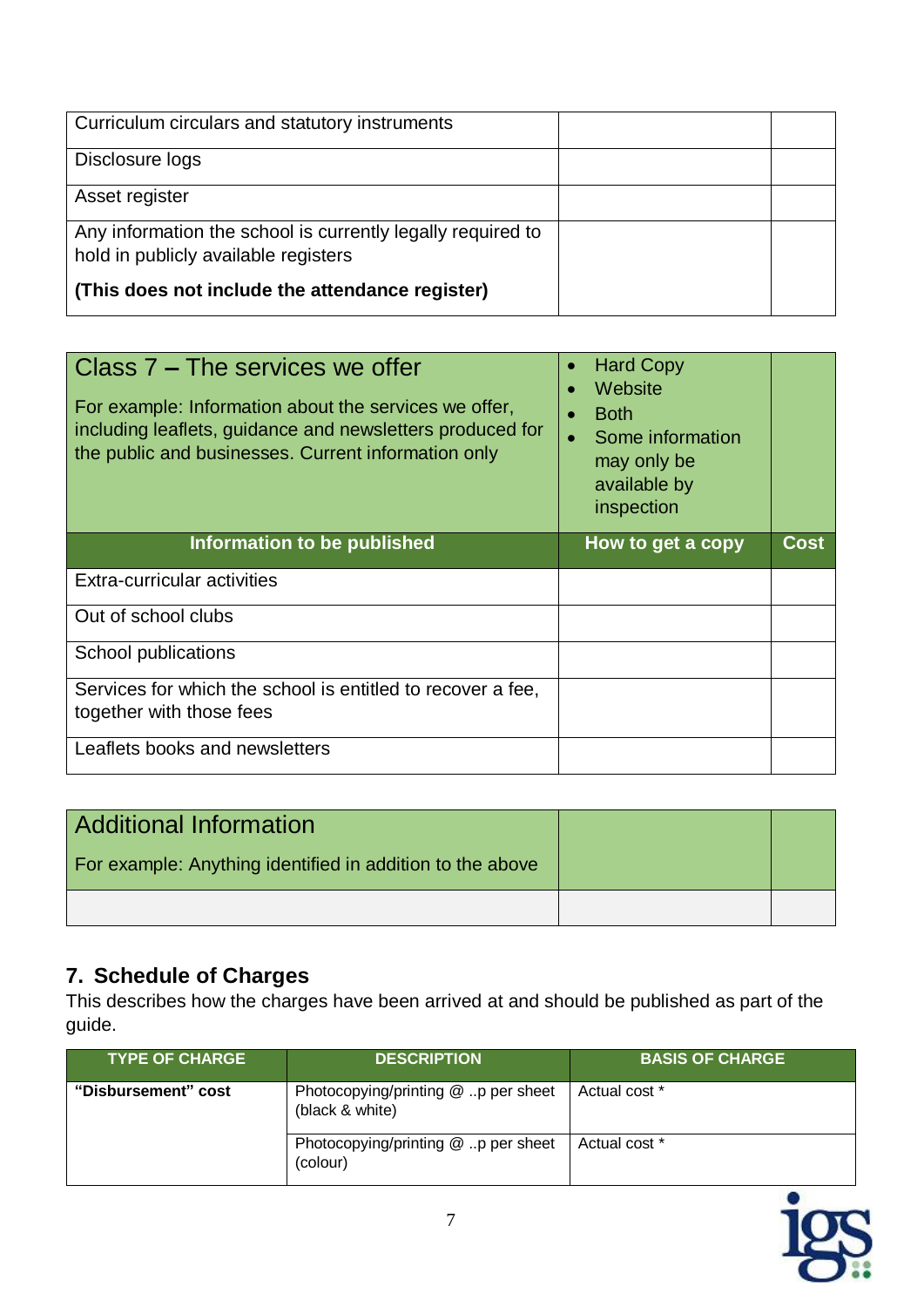| | | |
|---|---|---|
| Curriculum circulars and statutory instruments | | |
| Disclosure logs | | |
| Asset register | | |
| Any information the school is currently legally required to hold in publicly available registers<br><br>**(This does not include the attendance register)** | | |

| Class 7 – The services we offer<br><br>For example: Information about the services we offer, including leaflets, guidance and newsletters produced for the public and businesses. Current information only | • Hard Copy<br>• Website<br>• Both<br>• Some information may only be available by inspection | |
|---|---|---|
| **Information to be published** | **How to get a copy** | **Cost** |
| Extra-curricular activities | | |
| Out of school clubs | | |
| School publications | | |
| Services for which the school is entitled to recover a fee, together with those fees | | |
| Leaflets books and newsletters | | |

| Additional Information<br><br>For example: Anything identified in addition to the above | | |
|---|---|---|
| | | |

## 7. Schedule of Charges

This describes how the charges have been arrived at and should be published as part of the guide.

| TYPE OF CHARGE | DESCRIPTION | BASIS OF CHARGE |
|---|---|---|
| **"Disbursement" cost** | Photocopying/printing @ ..p per sheet (black & white) | Actual cost * |
| | Photocopying/printing @ ..p per sheet (colour) | Actual cost * |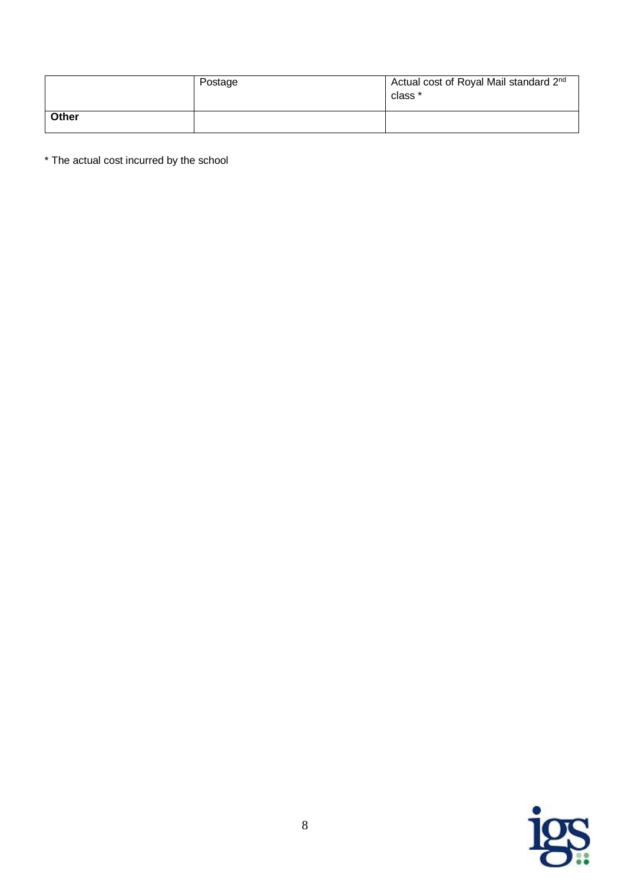| | | |
|---|---|---|
| | Postage | Actual cost of Royal Mail standard 2nd class * |
| **Other** | | |

* The actual cost incurred by the school